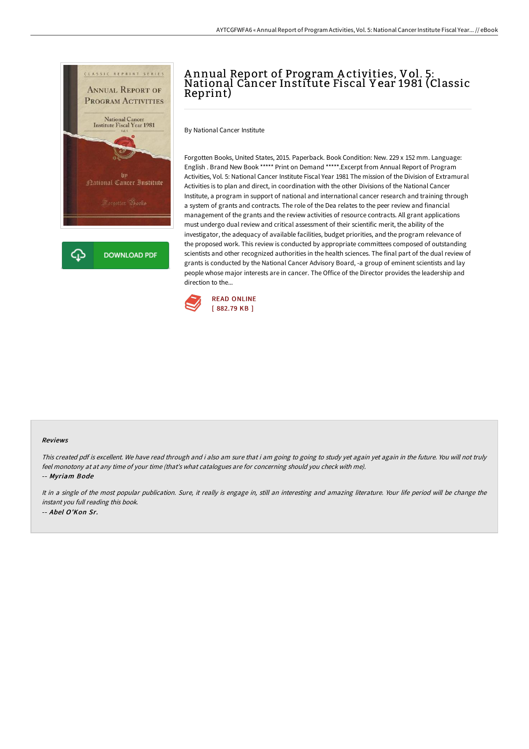# Annual Report of Program Activities, Vol. 5: National Cancer Institute Fiscal Year 1981 (Classic Reprint)

By National Cancer Institute

Forgotten Books, United States, 2015. Paperback. Book Condition: New. 229 x 152 mm. Language: English . Brand New Book ***** Print on Demand *****.Excerpt from Annual Report of Program Activities, Vol. 5: National Cancer Institute Fiscal Year 1981 The mission of the Division of Extramural Activities is to plan and direct, in coordination with the other Divisions of the National Cancer Institute, a program in support of national and international cancer research and training through a system of grants and contracts. The role of the Dea relates to the peer review and financial management of the grants and the review activities of resource contracts. All grant applications must undergo dual review and critical assessment of their scientific merit, the ability of the investigator, the adequacy of available facilities, budget priorities, and the program relevance of the proposed work. This review is conducted by appropriate committees composed of outstanding scientists and other recognized authorities in the health sciences. The final part of the dual review of grants is conducted by the National Cancer Advisory Board, -a group of eminent scientists and lay people whose major interests are in cancer. The Office of the Director provides the leadership and direction to the...

READ ONLINE
[ 882.79 KB ]

#### Reviews

*This created pdf is excellent. We have read through and i also am sure that i am going to going to study yet again yet again in the future. You will not truly feel monotony at at any time of your time (that's what catalogues are for concerning should you check with me).*

-- *Myriam Bode*

*It in a single of the most popular publication. Sure, it really is engage in, still an interesting and amazing literature. Your life period will be change the instant you full reading this book.*

-- *Abel O'Kon Sr.*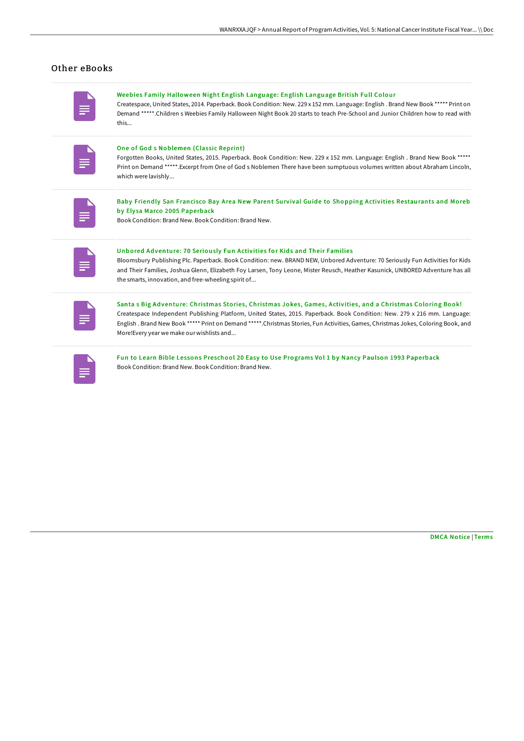## Other eBooks

**Weebies Family Halloween Night English Language: English Language British Full Colour**

Createspace, United States, 2014. Paperback. Book Condition: New. 229 x 152 mm. Language: English . Brand New Book ***** Print on Demand *****.Children s Weebies Family Halloween Night Book 20 starts to teach Pre-School and Junior Children how to read with this...

**One of God s Noblemen (Classic Reprint)**

Forgotten Books, United States, 2015. Paperback. Book Condition: New. 229 x 152 mm. Language: English . Brand New Book ***** Print on Demand *****.Excerpt from One of God s Noblemen There have been sumptuous volumes written about Abraham Lincoln, which were lavishly...

**Baby Friendly San Francisco Bay Area New Parent Survival Guide to Shopping Activities Restaurants and Moreb by Elysa Marco 2005 Paperback**

Book Condition: Brand New. Book Condition: Brand New.

**Unbored Adventure: 70 Seriously Fun Activities for Kids and Their Families**

Bloomsbury Publishing Plc. Paperback. Book Condition: new. BRAND NEW, Unbored Adventure: 70 Seriously Fun Activities for Kids and Their Families, Joshua Glenn, Elizabeth Foy Larsen, Tony Leone, Mister Reusch, Heather Kasunick, UNBORED Adventure has all the smarts, innovation, and free-wheeling spirit of...

**Santa s Big Adventure: Christmas Stories, Christmas Jokes, Games, Activities, and a Christmas Coloring Book!**

Createspace Independent Publishing Platform, United States, 2015. Paperback. Book Condition: New. 279 x 216 mm. Language: English . Brand New Book ***** Print on Demand *****.Christmas Stories, Fun Activities, Games, Christmas Jokes, Coloring Book, and More!Every year we make our wishlists and...

**Fun to Learn Bible Lessons Preschool 20 Easy to Use Programs Vol 1 by Nancy Paulson 1993 Paperback**

Book Condition: Brand New. Book Condition: Brand New.